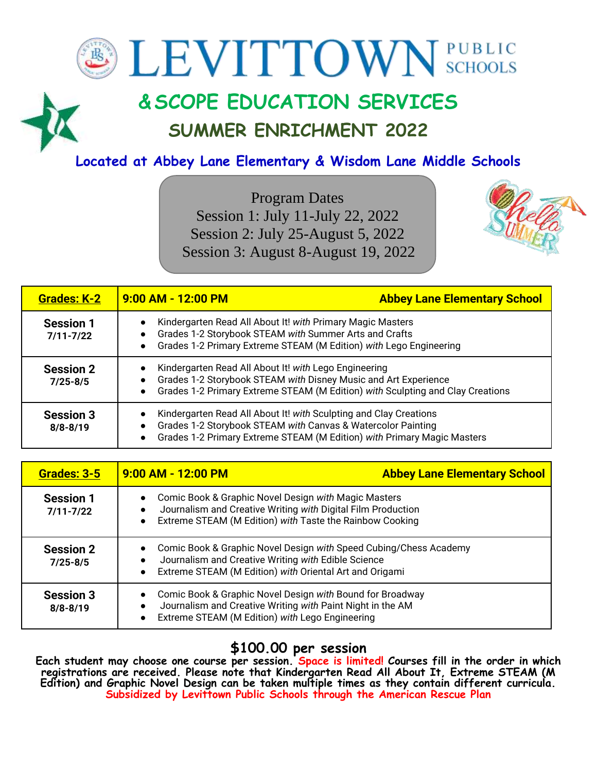# LEVITTOWN PUBLIC SCHOOLS

## & SCOPE EDUCATION SERVICES

## SUMMER ENRICHMENT 2022

**Located at Abbey Lane Elementary & Wisdom Lane Middle Schools**

Program Dates
Session 1: July 11-July 22, 2022
Session 2: July 25-August 5, 2022
Session 3: August 8-August 19, 2022

| Grades: K-2 | 9:00 AM - 12:00 PM — Abbey Lane Elementary School |
|---|---|
| **Session 1** 7/11-7/22 | • Kindergarten Read All About It! *with* Primary Magic Masters<br>• Grades 1-2 Storybook STEAM *with* Summer Arts and Crafts<br>• Grades 1-2 Primary Extreme STEAM (M Edition) *with* Lego Engineering |
| **Session 2** 7/25-8/5 | • Kindergarten Read All About It! *with* Lego Engineering<br>• Grades 1-2 Storybook STEAM *with* Disney Music and Art Experience<br>• Grades 1-2 Primary Extreme STEAM (M Edition) *with* Sculpting and Clay Creations |
| **Session 3** 8/8-8/19 | • Kindergarten Read All About It! *with* Sculpting and Clay Creations<br>• Grades 1-2 Storybook STEAM *with* Canvas & Watercolor Painting<br>• Grades 1-2 Primary Extreme STEAM (M Edition) *with* Primary Magic Masters |

| Grades: 3-5 | 9:00 AM - 12:00 PM — Abbey Lane Elementary School |
|---|---|
| **Session 1** 7/11-7/22 | • Comic Book & Graphic Novel Design *with* Magic Masters<br>• Journalism and Creative Writing *with* Digital Film Production<br>• Extreme STEAM (M Edition) *with* Taste the Rainbow Cooking |
| **Session 2** 7/25-8/5 | • Comic Book & Graphic Novel Design *with* Speed Cubing/Chess Academy<br>• Journalism and Creative Writing *with* Edible Science<br>• Extreme STEAM (M Edition) *with* Oriental Art and Origami |
| **Session 3** 8/8-8/19 | • Comic Book & Graphic Novel Design *with* Bound for Broadway<br>• Journalism and Creative Writing *with* Paint Night in the AM<br>• Extreme STEAM (M Edition) *with* Lego Engineering |

**$100.00 per session**

**Each student may choose one course per session. Space is limited! Courses fill in the order in which registrations are received. Please note that Kindergarten Read All About It, Extreme STEAM (M Edition) and Graphic Novel Design can be taken multiple times as they contain different curricula.**
**Subsidized by Levittown Public Schools through the American Rescue Plan**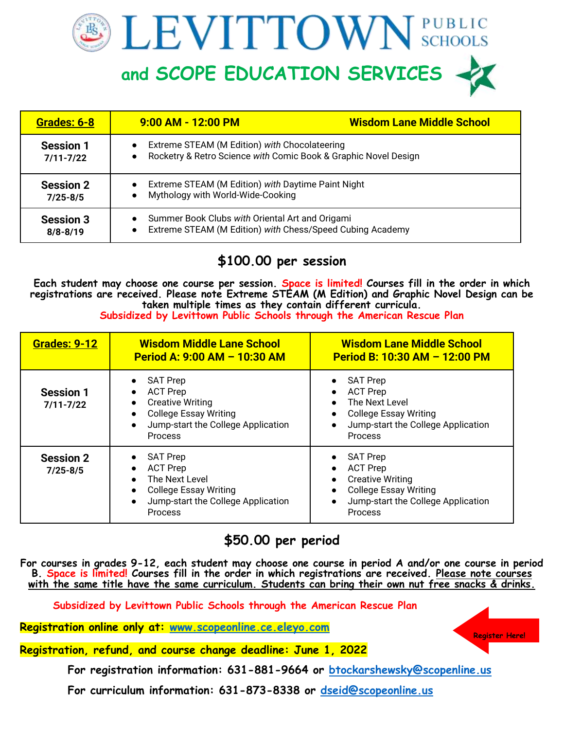# LEVITTOWN PUBLIC SCHOOLS

## and SCOPE EDUCATION SERVICES

| Grades: 6-8 | 9:00 AM - 12:00 PM — Wisdom Lane Middle School |
|---|---|
| **Session 1** 7/11-7/22 | • Extreme STEAM (M Edition) *with* Chocolateering<br>• Rocketry & Retro Science *with* Comic Book & Graphic Novel Design |
| **Session 2** 7/25-8/5 | • Extreme STEAM (M Edition) *with* Daytime Paint Night<br>• Mythology with World-Wide-Cooking |
| **Session 3** 8/8-8/19 | • Summer Book Clubs *with* Oriental Art and Origami<br>• Extreme STEAM (M Edition) *with* Chess/Speed Cubing Academy |

## $100.00 per session

**Each student may choose one course per session. Space is limited! Courses fill in the order in which registrations are received. Please note Extreme STEAM (M Edition) and Graphic Novel Design can be taken multiple times as they contain different curricula.**

**Subsidized by Levittown Public Schools through the American Rescue Plan**

| Grades: 9-12 | Wisdom Middle Lane School Period A: 9:00 AM – 10:30 AM | Wisdom Lane Middle School Period B: 10:30 AM – 12:00 PM |
|---|---|---|
| **Session 1** 7/11-7/22 | • SAT Prep<br>• ACT Prep<br>• Creative Writing<br>• College Essay Writing<br>• Jump-start the College Application Process | • SAT Prep<br>• ACT Prep<br>• The Next Level<br>• College Essay Writing<br>• Jump-start the College Application Process |
| **Session 2** 7/25-8/5 | • SAT Prep<br>• ACT Prep<br>• The Next Level<br>• College Essay Writing<br>• Jump-start the College Application Process | • SAT Prep<br>• ACT Prep<br>• Creative Writing<br>• College Essay Writing<br>• Jump-start the College Application Process |

## $50.00 per period

**For courses in grades 9-12, each student may choose one course in period A and/or one course in period B. Space is limited! Courses fill in the order in which registrations are received. Please note courses with the same title have the same curriculum. Students can bring their own nut free snacks & drinks.**

**Subsidized by Levittown Public Schools through the American Rescue Plan**

**Registration online only at: www.scopeonline.ce.eleyo.com**

Register Here!

**Registration, refund, and course change deadline: June 1, 2022**

**For registration information: 631-881-9664 or btockarshewsky@scopenline.us**

**For curriculum information: 631-873-8338 or dseid@scopeonline.us**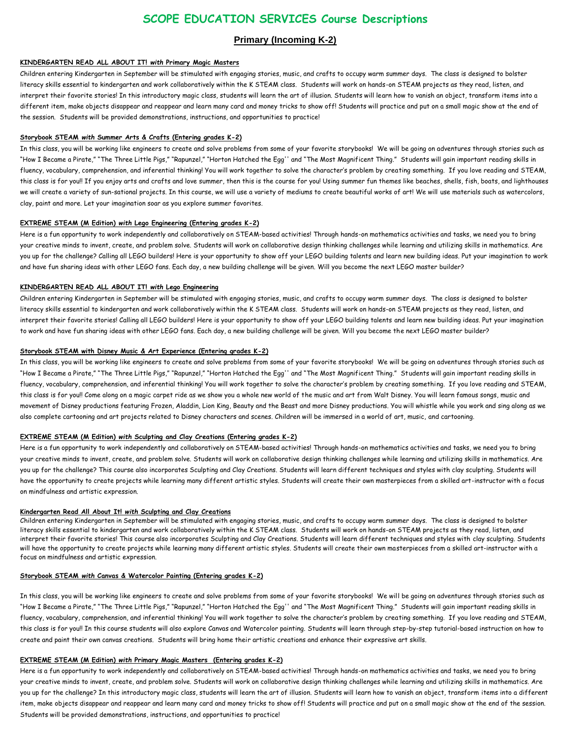# SCOPE EDUCATION SERVICES Course Descriptions

## Primary (Incoming K-2)

**KINDERGARTEN READ ALL ABOUT IT! *with* Primary Magic Masters**

Children entering Kindergarten in September will be stimulated with engaging stories, music, and crafts to occupy warm summer days. The class is designed to bolster literacy skills essential to kindergarten and work collaboratively within the K STEAM class. Students will work on hands-on STEAM projects as they read, listen, and interpret their favorite stories! In this introductory magic class, students will learn the art of illusion. Students will learn how to vanish an object, transform items into a different item, make objects disappear and reappear and learn many card and money tricks to show off! Students will practice and put on a small magic show at the end of the session. Students will be provided demonstrations, instructions, and opportunities to practice!

**Storybook STEAM *with* Summer Arts & Crafts (Entering grades K-2)**

In this class, you will be working like engineers to create and solve problems from some of your favorite storybooks! We will be going on adventures through stories such as "How I Became a Pirate," "The Three Little Pigs," "Rapunzel," "Horton Hatched the Egg'' and "The Most Magnificent Thing." Students will gain important reading skills in fluency, vocabulary, comprehension, and inferential thinking! You will work together to solve the character's problem by creating something. If you love reading and STEAM, this class is for you!! If you enjoy arts and crafts and love summer, then this is the course for you! Using summer fun themes like beaches, shells, fish, boats, and lighthouses we will create a variety of sun-sational projects. In this course, we will use a variety of mediums to create beautiful works of art! We will use materials such as watercolors, clay, paint and more. Let your imagination soar as you explore summer favorites.

**EXTREME STEAM (M Edition) *with* Lego Engineering (Entering grades K-2)**

Here is a fun opportunity to work independently and collaboratively on STEAM-based activities! Through hands-on mathematics activities and tasks, we need you to bring your creative minds to invent, create, and problem solve. Students will work on collaborative design thinking challenges while learning and utilizing skills in mathematics. Are you up for the challenge? Calling all LEGO builders! Here is your opportunity to show off your LEGO building talents and learn new building ideas. Put your imagination to work and have fun sharing ideas with other LEGO fans. Each day, a new building challenge will be given. Will you become the next LEGO master builder?

**KINDERGARTEN READ ALL ABOUT IT! *with* Lego Engineering**

Children entering Kindergarten in September will be stimulated with engaging stories, music, and crafts to occupy warm summer days. The class is designed to bolster literacy skills essential to kindergarten and work collaboratively within the K STEAM class. Students will work on hands-on STEAM projects as they read, listen, and interpret their favorite stories! Calling all LEGO builders! Here is your opportunity to show off your LEGO building talents and learn new building ideas. Put your imagination to work and have fun sharing ideas with other LEGO fans. Each day, a new building challenge will be given. Will you become the next LEGO master builder?

**Storybook STEAM with Disney Music & Art Experience (Entering grades K-2)**

In this class, you will be working like engineers to create and solve problems from some of your favorite storybooks! We will be going on adventures through stories such as "How I Became a Pirate," "The Three Little Pigs," "Rapunzel," "Horton Hatched the Egg'' and "The Most Magnificent Thing." Students will gain important reading skills in fluency, vocabulary, comprehension, and inferential thinking! You will work together to solve the character's problem by creating something. If you love reading and STEAM, this class is for you!! Come along on a magic carpet ride as we show you a whole new world of the music and art from Walt Disney. You will learn famous songs, music and movement of Disney productions featuring Frozen, Aladdin, Lion King, Beauty and the Beast and more Disney productions. You will whistle while you work and sing along as we also complete cartooning and art projects related to Disney characters and scenes. Children will be immersed in a world of art, music, and cartooning.

**EXTREME STEAM (M Edition) *with* Sculpting and Clay Creations (Entering grades K-2)**

Here is a fun opportunity to work independently and collaboratively on STEAM-based activities! Through hands-on mathematics activities and tasks, we need you to bring your creative minds to invent, create, and problem solve. Students will work on collaborative design thinking challenges while learning and utilizing skills in mathematics. Are you up for the challenge? This course also incorporates Sculpting and Clay Creations. Students will learn different techniques and styles with clay sculpting. Students will have the opportunity to create projects while learning many different artistic styles. Students will create their own masterpieces from a skilled art-instructor with a focus on mindfulness and artistic expression.

**Kindergarten Read All About It! *with* Sculpting and Clay Creations**

Children entering Kindergarten in September will be stimulated with engaging stories, music, and crafts to occupy warm summer days. The class is designed to bolster literacy skills essential to kindergarten and work collaboratively within the K STEAM class. Students will work on hands-on STEAM projects as they read, listen, and interpret their favorite stories! This course also incorporates Sculpting and Clay Creations. Students will learn different techniques and styles with clay sculpting. Students will have the opportunity to create projects while learning many different artistic styles. Students will create their own masterpieces from a skilled art-instructor with a focus on mindfulness and artistic expression.

**Storybook STEAM *with* Canvas & Watercolor Painting (Entering grades K-2)**

In this class, you will be working like engineers to create and solve problems from some of your favorite storybooks! We will be going on adventures through stories such as "How I Became a Pirate," "The Three Little Pigs," "Rapunzel," "Horton Hatched the Egg'' and "The Most Magnificent Thing." Students will gain important reading skills in fluency, vocabulary, comprehension, and inferential thinking! You will work together to solve the character's problem by creating something. If you love reading and STEAM, this class is for you!! In this course students will also explore Canvas and Watercolor painting. Students will learn through step-by-step tutorial-based instruction on how to create and paint their own canvas creations. Students will bring home their artistic creations and enhance their expressive art skills.

**EXTREME STEAM (M Edition) *with* Primary Magic Masters (Entering grades K-2)**

Here is a fun opportunity to work independently and collaboratively on STEAM-based activities! Through hands-on mathematics activities and tasks, we need you to bring your creative minds to invent, create, and problem solve. Students will work on collaborative design thinking challenges while learning and utilizing skills in mathematics. Are you up for the challenge? In this introductory magic class, students will learn the art of illusion. Students will learn how to vanish an object, transform items into a different item, make objects disappear and reappear and learn many card and money tricks to show off! Students will practice and put on a small magic show at the end of the session. Students will be provided demonstrations, instructions, and opportunities to practice!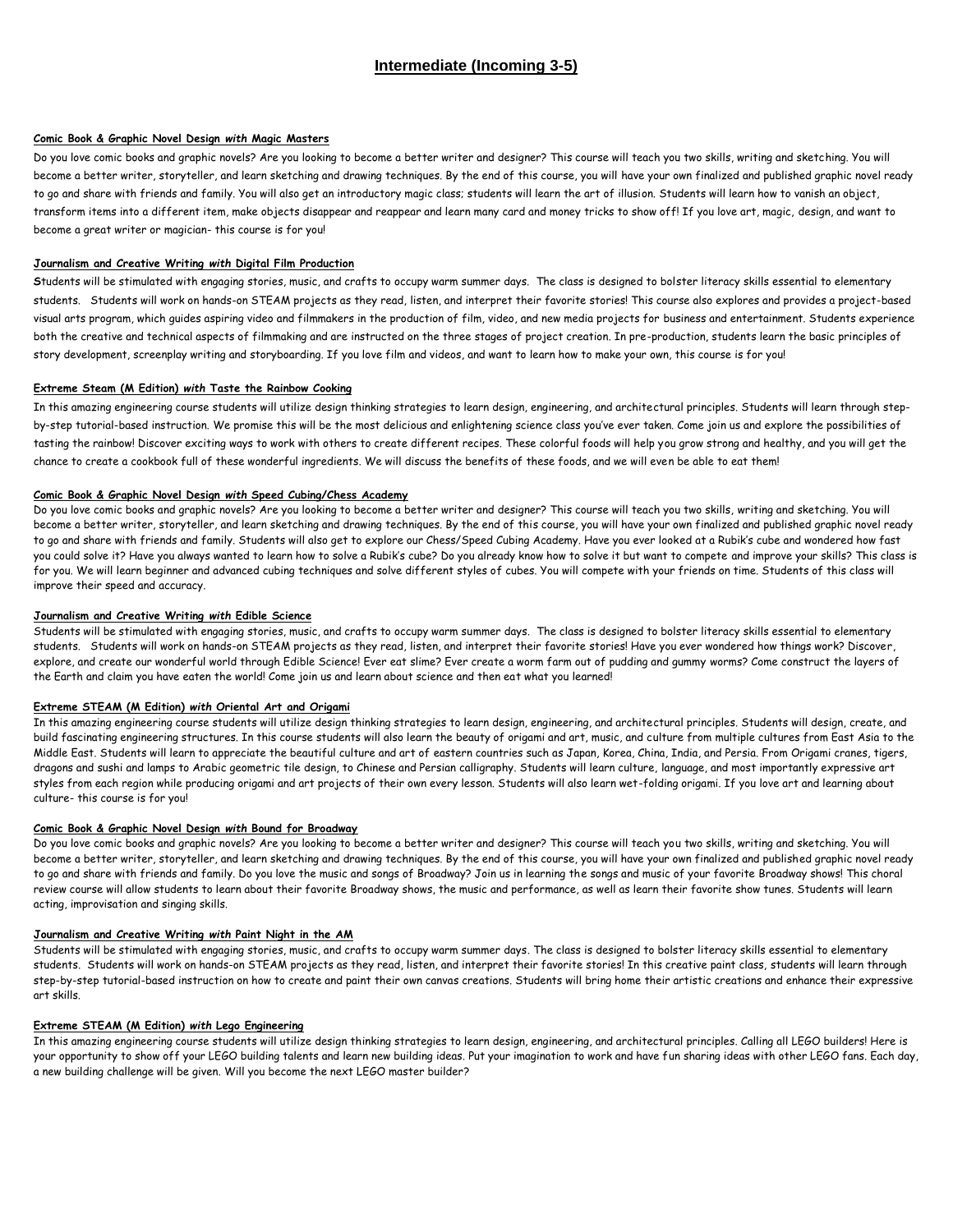## Intermediate (Incoming 3-5)

**Comic Book & Graphic Novel Design *with* Magic Masters**

Do you love comic books and graphic novels? Are you looking to become a better writer and designer? This course will teach you two skills, writing and sketching. You will become a better writer, storyteller, and learn sketching and drawing techniques. By the end of this course, you will have your own finalized and published graphic novel ready to go and share with friends and family. You will also get an introductory magic class; students will learn the art of illusion. Students will learn how to vanish an object, transform items into a different item, make objects disappear and reappear and learn many card and money tricks to show off! If you love art, magic, design, and want to become a great writer or magician- this course is for you!

**Journalism and Creative Writing *with* Digital Film Production**

Students will be stimulated with engaging stories, music, and crafts to occupy warm summer days. The class is designed to bolster literacy skills essential to elementary students. Students will work on hands-on STEAM projects as they read, listen, and interpret their favorite stories! This course also explores and provides a project-based visual arts program, which guides aspiring video and filmmakers in the production of film, video, and new media projects for business and entertainment. Students experience both the creative and technical aspects of filmmaking and are instructed on the three stages of project creation. In pre-production, students learn the basic principles of story development, screenplay writing and storyboarding. If you love film and videos, and want to learn how to make your own, this course is for you!

**Extreme Steam (M Edition) *with* Taste the Rainbow Cooking**

In this amazing engineering course students will utilize design thinking strategies to learn design, engineering, and architectural principles. Students will learn through step-by-step tutorial-based instruction. We promise this will be the most delicious and enlightening science class you've ever taken. Come join us and explore the possibilities of tasting the rainbow! Discover exciting ways to work with others to create different recipes. These colorful foods will help you grow strong and healthy, and you will get the chance to create a cookbook full of these wonderful ingredients. We will discuss the benefits of these foods, and we will even be able to eat them!

**Comic Book & Graphic Novel Design *with* Speed Cubing/Chess Academy**

Do you love comic books and graphic novels? Are you looking to become a better writer and designer? This course will teach you two skills, writing and sketching. You will become a better writer, storyteller, and learn sketching and drawing techniques. By the end of this course, you will have your own finalized and published graphic novel ready to go and share with friends and family. Students will also get to explore our Chess/Speed Cubing Academy. Have you ever looked at a Rubik's cube and wondered how fast you could solve it? Have you always wanted to learn how to solve a Rubik's cube? Do you already know how to solve it but want to compete and improve your skills? This class is for you. We will learn beginner and advanced cubing techniques and solve different styles of cubes. You will compete with your friends on time. Students of this class will improve their speed and accuracy.

**Journalism and Creative Writing *with* Edible Science**

Students will be stimulated with engaging stories, music, and crafts to occupy warm summer days. The class is designed to bolster literacy skills essential to elementary students. Students will work on hands-on STEAM projects as they read, listen, and interpret their favorite stories! Have you ever wondered how things work? Discover, explore, and create our wonderful world through Edible Science! Ever eat slime? Ever create a worm farm out of pudding and gummy worms? Come construct the layers of the Earth and claim you have eaten the world! Come join us and learn about science and then eat what you learned!

**Extreme STEAM (M Edition) *with* Oriental Art and Origami**

In this amazing engineering course students will utilize design thinking strategies to learn design, engineering, and architectural principles. Students will design, create, and build fascinating engineering structures. In this course students will also learn the beauty of origami and art, music, and culture from multiple cultures from East Asia to the Middle East. Students will learn to appreciate the beautiful culture and art of eastern countries such as Japan, Korea, China, India, and Persia. From Origami cranes, tigers, dragons and sushi and lamps to Arabic geometric tile design, to Chinese and Persian calligraphy. Students will learn culture, language, and most importantly expressive art styles from each region while producing origami and art projects of their own every lesson. Students will also learn wet-folding origami. If you love art and learning about culture- this course is for you!

**Comic Book & Graphic Novel Design *with* Bound for Broadway**

Do you love comic books and graphic novels? Are you looking to become a better writer and designer? This course will teach you two skills, writing and sketching. You will become a better writer, storyteller, and learn sketching and drawing techniques. By the end of this course, you will have your own finalized and published graphic novel ready to go and share with friends and family. Do you love the music and songs of Broadway? Join us in learning the songs and music of your favorite Broadway shows! This choral review course will allow students to learn about their favorite Broadway shows, the music and performance, as well as learn their favorite show tunes. Students will learn acting, improvisation and singing skills.

**Journalism and Creative Writing *with* Paint Night in the AM**

Students will be stimulated with engaging stories, music, and crafts to occupy warm summer days. The class is designed to bolster literacy skills essential to elementary students. Students will work on hands-on STEAM projects as they read, listen, and interpret their favorite stories! In this creative paint class, students will learn through step-by-step tutorial-based instruction on how to create and paint their own canvas creations. Students will bring home their artistic creations and enhance their expressive art skills.

**Extreme STEAM (M Edition) *with* Lego Engineering**

In this amazing engineering course students will utilize design thinking strategies to learn design, engineering, and architectural principles. Calling all LEGO builders! Here is your opportunity to show off your LEGO building talents and learn new building ideas. Put your imagination to work and have fun sharing ideas with other LEGO fans. Each day, a new building challenge will be given. Will you become the next LEGO master builder?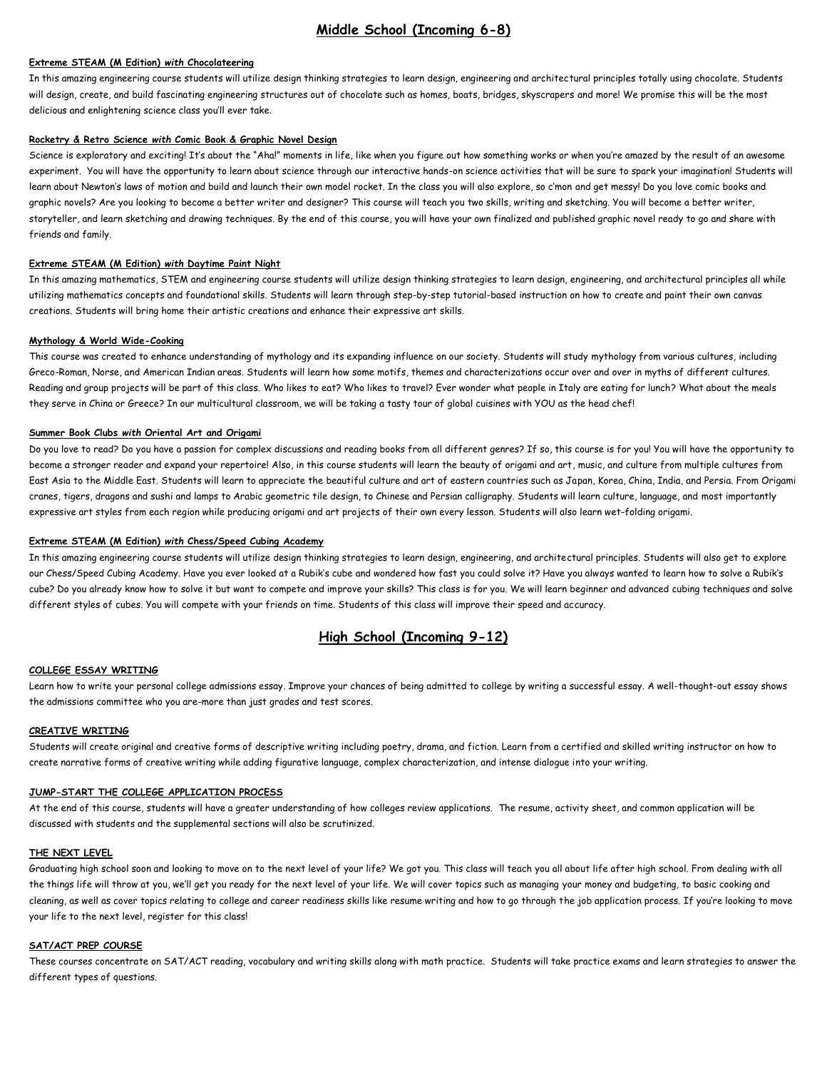## Middle School (Incoming 6-8)

**Extreme STEAM (M Edition) *with* Chocolateering**

In this amazing engineering course students will utilize design thinking strategies to learn design, engineering and architectural principles totally using chocolate. Students will design, create, and build fascinating engineering structures out of chocolate such as homes, boats, bridges, skyscrapers and more! We promise this will be the most delicious and enlightening science class you'll ever take.

**Rocketry & Retro Science *with* Comic Book & Graphic Novel Design**

Science is exploratory and exciting! It's about the "Aha!" moments in life, like when you figure out how something works or when you're amazed by the result of an awesome experiment. You will have the opportunity to learn about science through our interactive hands-on science activities that will be sure to spark your imagination! Students will learn about Newton's laws of motion and build and launch their own model rocket. In the class you will also explore, so c'mon and get messy! Do you love comic books and graphic novels? Are you looking to become a better writer and designer? This course will teach you two skills, writing and sketching. You will become a better writer, storyteller, and learn sketching and drawing techniques. By the end of this course, you will have your own finalized and published graphic novel ready to go and share with friends and family.

**Extreme STEAM (M Edition) *with* Daytime Paint Night**

In this amazing mathematics, STEM and engineering course students will utilize design thinking strategies to learn design, engineering, and architectural principles all while utilizing mathematics concepts and foundational skills. Students will learn through step-by-step tutorial-based instruction on how to create and paint their own canvas creations. Students will bring home their artistic creations and enhance their expressive art skills.

**Mythology & World Wide-Cooking**

This course was created to enhance understanding of mythology and its expanding influence on our society. Students will study mythology from various cultures, including Greco-Roman, Norse, and American Indian areas. Students will learn how some motifs, themes and characterizations occur over and over in myths of different cultures. Reading and group projects will be part of this class. Who likes to eat? Who likes to travel? Ever wonder what people in Italy are eating for lunch? What about the meals they serve in China or Greece? In our multicultural classroom, we will be taking a tasty tour of global cuisines with YOU as the head chef!

**Summer Book Clubs *with* Oriental Art and Origami**

Do you love to read? Do you have a passion for complex discussions and reading books from all different genres? If so, this course is for you! You will have the opportunity to become a stronger reader and expand your repertoire! Also, in this course students will learn the beauty of origami and art, music, and culture from multiple cultures from East Asia to the Middle East. Students will learn to appreciate the beautiful culture and art of eastern countries such as Japan, Korea, China, India, and Persia. From Origami cranes, tigers, dragons and sushi and lamps to Arabic geometric tile design, to Chinese and Persian calligraphy. Students will learn culture, language, and most importantly expressive art styles from each region while producing origami and art projects of their own every lesson. Students will also learn wet-folding origami.

**Extreme STEAM (M Edition) *with* Chess/Speed Cubing Academy**

In this amazing engineering course students will utilize design thinking strategies to learn design, engineering, and architectural principles. Students will also get to explore our Chess/Speed Cubing Academy. Have you ever looked at a Rubik's cube and wondered how fast you could solve it? Have you always wanted to learn how to solve a Rubik's cube? Do you already know how to solve it but want to compete and improve your skills? This class is for you. We will learn beginner and advanced cubing techniques and solve different styles of cubes. You will compete with your friends on time. Students of this class will improve their speed and accuracy.

## High School (Incoming 9-12)

**COLLEGE ESSAY WRITING**

Learn how to write your personal college admissions essay. Improve your chances of being admitted to college by writing a successful essay. A well-thought-out essay shows the admissions committee who you are-more than just grades and test scores.

**CREATIVE WRITING**

Students will create original and creative forms of descriptive writing including poetry, drama, and fiction. Learn from a certified and skilled writing instructor on how to create narrative forms of creative writing while adding figurative language, complex characterization, and intense dialogue into your writing.

**JUMP-START THE COLLEGE APPLICATION PROCESS**

At the end of this course, students will have a greater understanding of how colleges review applications. The resume, activity sheet, and common application will be discussed with students and the supplemental sections will also be scrutinized.

**THE NEXT LEVEL**

Graduating high school soon and looking to move on to the next level of your life? We got you. This class will teach you all about life after high school. From dealing with all the things life will throw at you, we'll get you ready for the next level of your life. We will cover topics such as managing your money and budgeting, to basic cooking and cleaning, as well as cover topics relating to college and career readiness skills like resume writing and how to go through the job application process. If you're looking to move your life to the next level, register for this class!

**SAT/ACT PREP COURSE**

These courses concentrate on SAT/ACT reading, vocabulary and writing skills along with math practice. Students will take practice exams and learn strategies to answer the different types of questions.